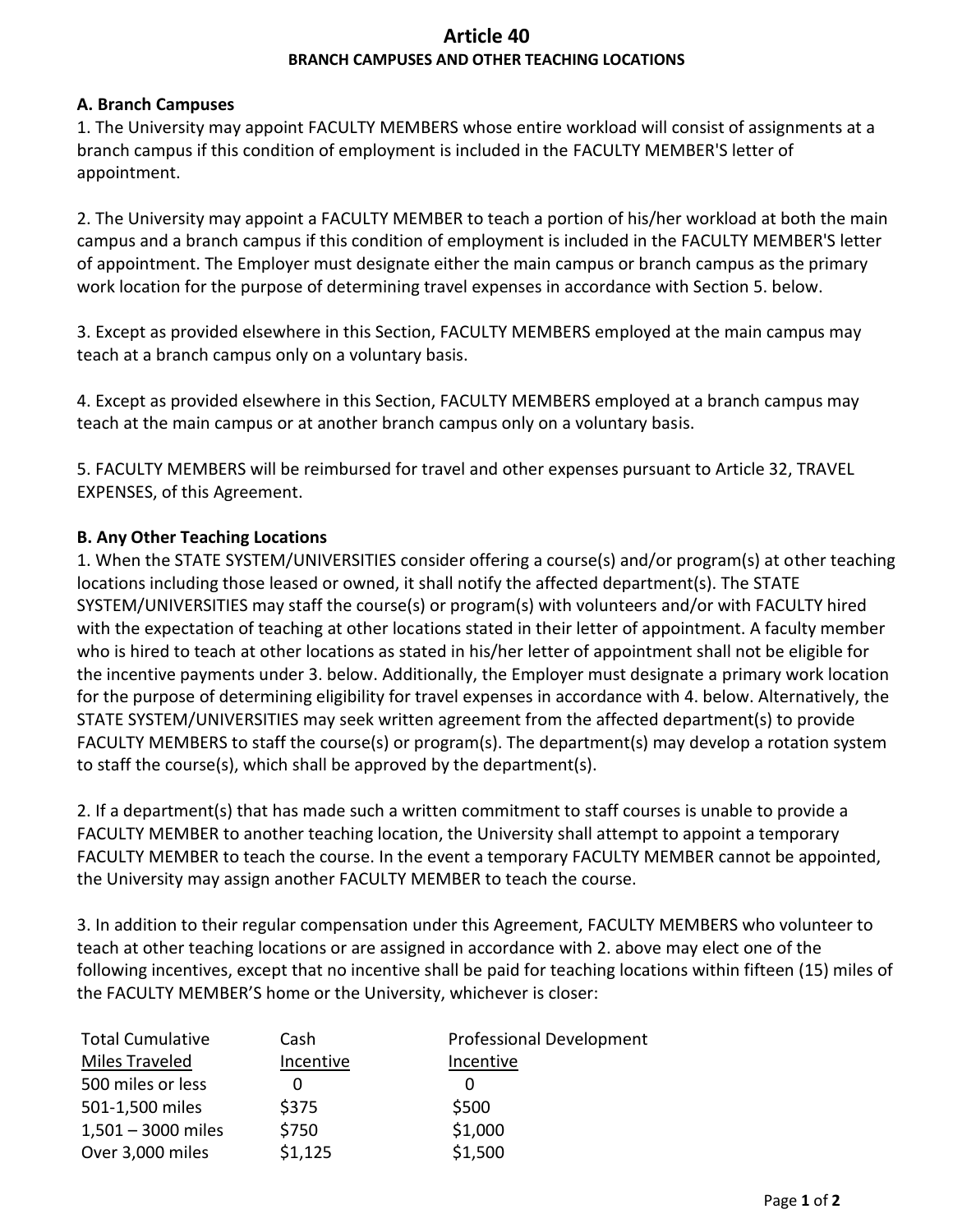# Article 40

## BRANCH CAMPUSES AND OTHER TEACHING LOCATIONS

### A. Branch Campuses

1. The University may appoint FACULTY MEMBERS whose entire workload will consist of assignments at a branch campus if this condition of employment is included in the FACULTY MEMBER'S letter of appointment.

2. The University may appoint a FACULTY MEMBER to teach a portion of his/her workload at both the main campus and a branch campus if this condition of employment is included in the FACULTY MEMBER'S letter of appointment. The Employer must designate either the main campus or branch campus as the primary work location for the purpose of determining travel expenses in accordance with Section 5. below.

3. Except as provided elsewhere in this Section, FACULTY MEMBERS employed at the main campus may teach at a branch campus only on a voluntary basis.

4. Except as provided elsewhere in this Section, FACULTY MEMBERS employed at a branch campus may teach at the main campus or at another branch campus only on a voluntary basis.

5. FACULTY MEMBERS will be reimbursed for travel and other expenses pursuant to Article 32, TRAVEL EXPENSES, of this Agreement.

### B. Any Other Teaching Locations

1. When the STATE SYSTEM/UNIVERSITIES consider offering a course(s) and/or program(s) at other teaching locations including those leased or owned, it shall notify the affected department(s). The STATE SYSTEM/UNIVERSITIES may staff the course(s) or program(s) with volunteers and/or with FACULTY hired with the expectation of teaching at other locations stated in their letter of appointment. A faculty member who is hired to teach at other locations as stated in his/her letter of appointment shall not be eligible for the incentive payments under 3. below. Additionally, the Employer must designate a primary work location for the purpose of determining eligibility for travel expenses in accordance with 4. below. Alternatively, the STATE SYSTEM/UNIVERSITIES may seek written agreement from the affected department(s) to provide FACULTY MEMBERS to staff the course(s) or program(s). The department(s) may develop a rotation system to staff the course(s), which shall be approved by the department(s).

2. If a department(s) that has made such a written commitment to staff courses is unable to provide a FACULTY MEMBER to another teaching location, the University shall attempt to appoint a temporary FACULTY MEMBER to teach the course. In the event a temporary FACULTY MEMBER cannot be appointed, the University may assign another FACULTY MEMBER to teach the course.

3. In addition to their regular compensation under this Agreement, FACULTY MEMBERS who volunteer to teach at other teaching locations or are assigned in accordance with 2. above may elect one of the following incentives, except that no incentive shall be paid for teaching locations within fifteen (15) miles of the FACULTY MEMBER'S home or the University, whichever is closer:

| Total Cumulative Miles Traveled | Cash Incentive | Professional Development Incentive |
|---|---|---|
| 500 miles or less | 0 | 0 |
| 501-1,500 miles | $375 | $500 |
| 1,501 – 3000 miles | $750 | $1,000 |
| Over 3,000 miles | $1,125 | $1,500 |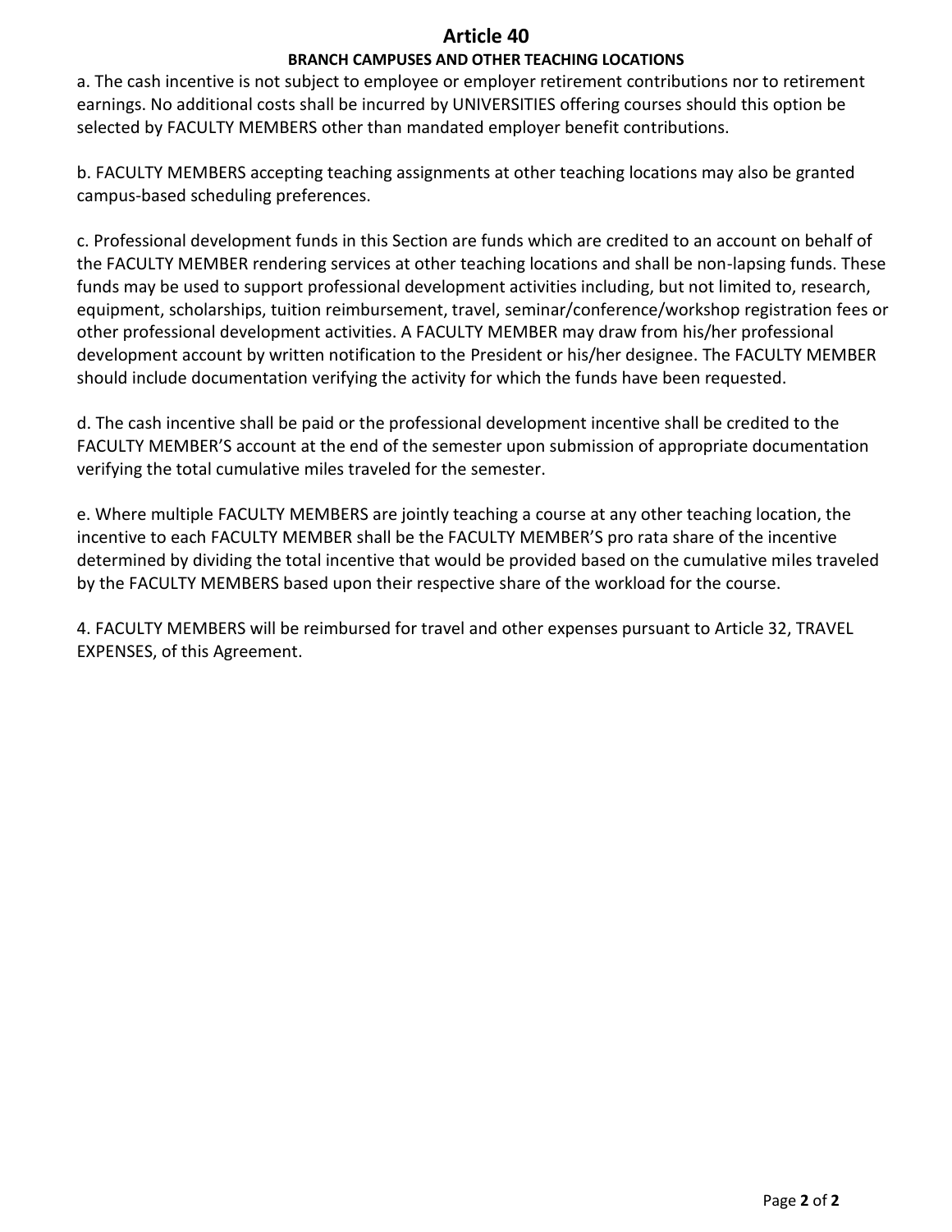# Article 40

## BRANCH CAMPUSES AND OTHER TEACHING LOCATIONS

a. The cash incentive is not subject to employee or employer retirement contributions nor to retirement earnings. No additional costs shall be incurred by UNIVERSITIES offering courses should this option be selected by FACULTY MEMBERS other than mandated employer benefit contributions.

b. FACULTY MEMBERS accepting teaching assignments at other teaching locations may also be granted campus-based scheduling preferences.

c. Professional development funds in this Section are funds which are credited to an account on behalf of the FACULTY MEMBER rendering services at other teaching locations and shall be non-lapsing funds. These funds may be used to support professional development activities including, but not limited to, research, equipment, scholarships, tuition reimbursement, travel, seminar/conference/workshop registration fees or other professional development activities. A FACULTY MEMBER may draw from his/her professional development account by written notification to the President or his/her designee. The FACULTY MEMBER should include documentation verifying the activity for which the funds have been requested.

d. The cash incentive shall be paid or the professional development incentive shall be credited to the FACULTY MEMBER'S account at the end of the semester upon submission of appropriate documentation verifying the total cumulative miles traveled for the semester.

e. Where multiple FACULTY MEMBERS are jointly teaching a course at any other teaching location, the incentive to each FACULTY MEMBER shall be the FACULTY MEMBER'S pro rata share of the incentive determined by dividing the total incentive that would be provided based on the cumulative miles traveled by the FACULTY MEMBERS based upon their respective share of the workload for the course.

4. FACULTY MEMBERS will be reimbursed for travel and other expenses pursuant to Article 32, TRAVEL EXPENSES, of this Agreement.